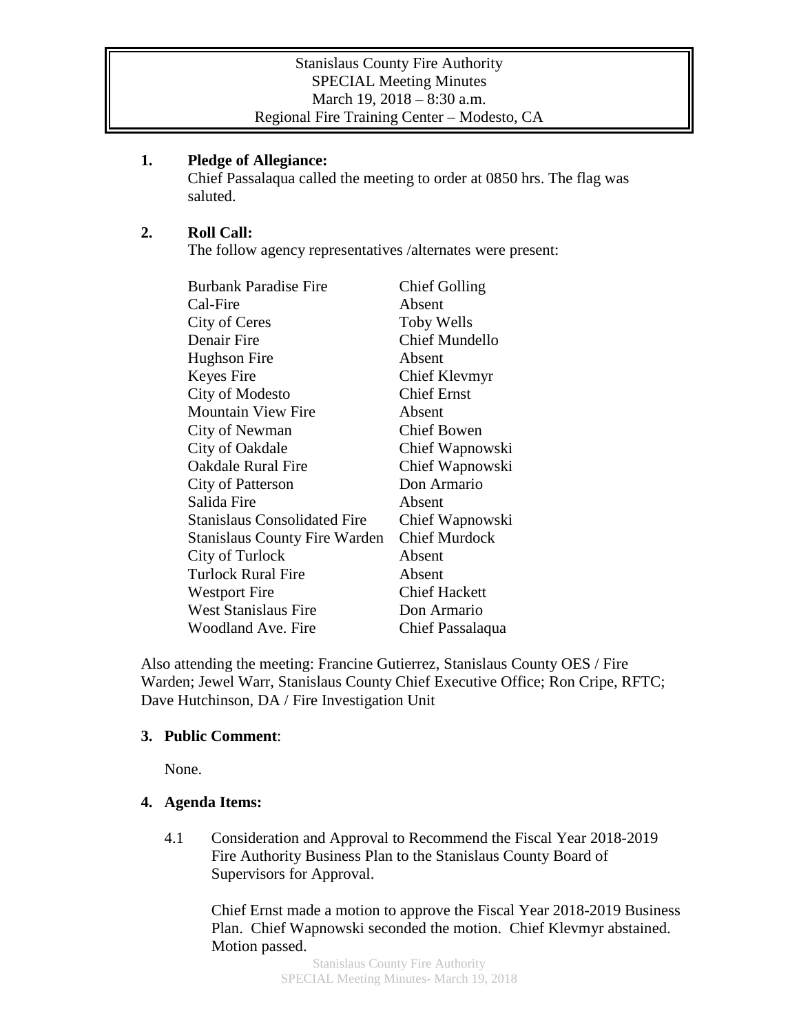Stanislaus County Fire Authority
SPECIAL Meeting Minutes
March 19, 2018 – 8:30 a.m.
Regional Fire Training Center – Modesto, CA

**1. Pledge of Allegiance:**

Chief Passalaqua called the meeting to order at 0850 hrs. The flag was saluted.

**2. Roll Call:**

The follow agency representatives /alternates were present:

| | |
|---|---|
| Burbank Paradise Fire | Chief Golling |
| Cal-Fire | Absent |
| City of Ceres | Toby Wells |
| Denair Fire | Chief Mundello |
| Hughson Fire | Absent |
| Keyes Fire | Chief Klevmyr |
| City of Modesto | Chief Ernst |
| Mountain View Fire | Absent |
| City of Newman | Chief Bowen |
| City of Oakdale | Chief Wapnowski |
| Oakdale Rural Fire | Chief Wapnowski |
| City of Patterson | Don Armario |
| Salida Fire | Absent |
| Stanislaus Consolidated Fire | Chief Wapnowski |
| Stanislaus County Fire Warden | Chief Murdock |
| City of Turlock | Absent |
| Turlock Rural Fire | Absent |
| Westport Fire | Chief Hackett |
| West Stanislaus Fire | Don Armario |
| Woodland Ave. Fire | Chief Passalaqua |

Also attending the meeting: Francine Gutierrez, Stanislaus County OES / Fire Warden; Jewel Warr, Stanislaus County Chief Executive Office; Ron Cripe, RFTC; Dave Hutchinson, DA / Fire Investigation Unit

**3. Public Comment**:

None.

**4. Agenda Items:**

4.1 Consideration and Approval to Recommend the Fiscal Year 2018-2019 Fire Authority Business Plan to the Stanislaus County Board of Supervisors for Approval.

Chief Ernst made a motion to approve the Fiscal Year 2018-2019 Business Plan. Chief Wapnowski seconded the motion. Chief Klevmyr abstained. Motion passed.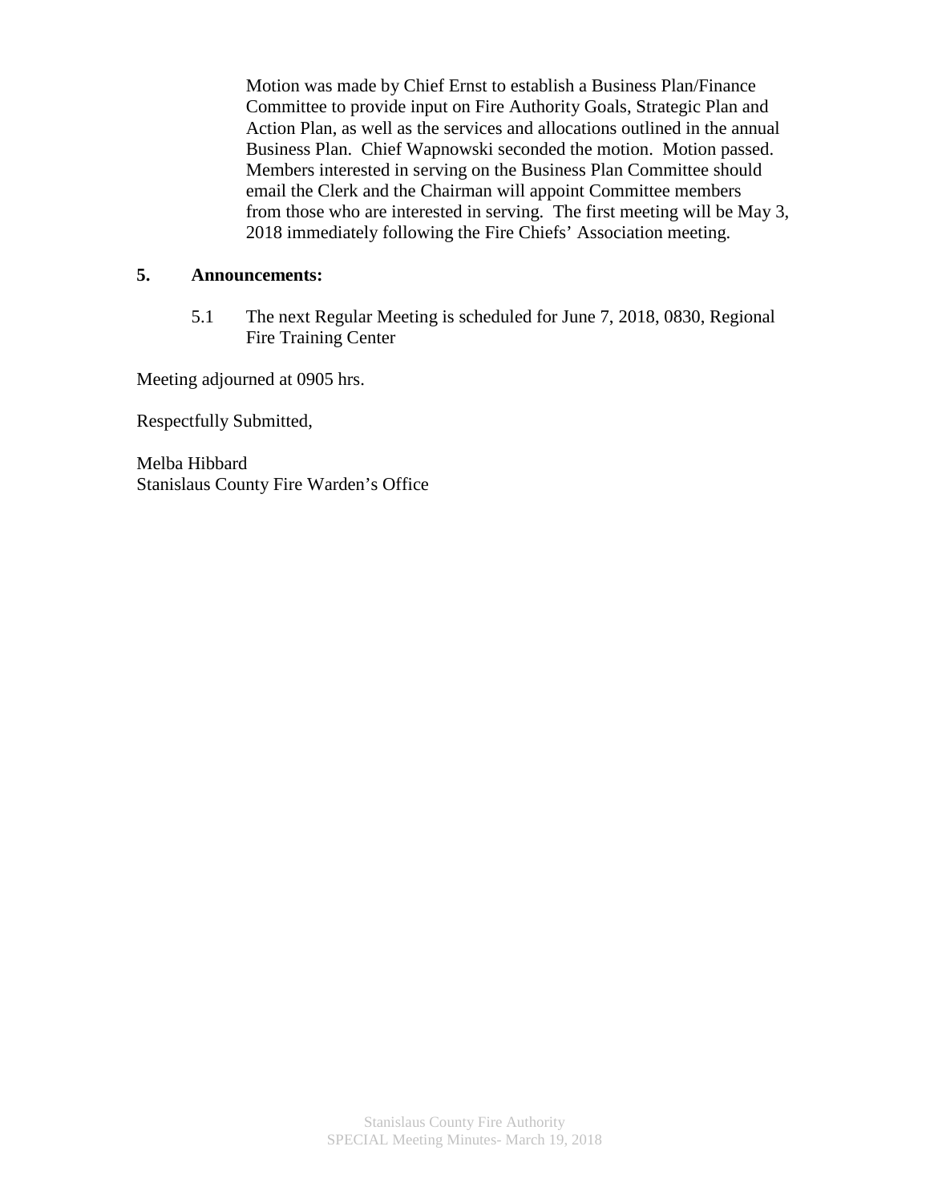Motion was made by Chief Ernst to establish a Business Plan/Finance Committee to provide input on Fire Authority Goals, Strategic Plan and Action Plan, as well as the services and allocations outlined in the annual Business Plan. Chief Wapnowski seconded the motion. Motion passed. Members interested in serving on the Business Plan Committee should email the Clerk and the Chairman will appoint Committee members from those who are interested in serving. The first meeting will be May 3, 2018 immediately following the Fire Chiefs' Association meeting.

**5. Announcements:**

5.1 The next Regular Meeting is scheduled for June 7, 2018, 0830, Regional Fire Training Center

Meeting adjourned at 0905 hrs.

Respectfully Submitted,

Melba Hibbard
Stanislaus County Fire Warden's Office